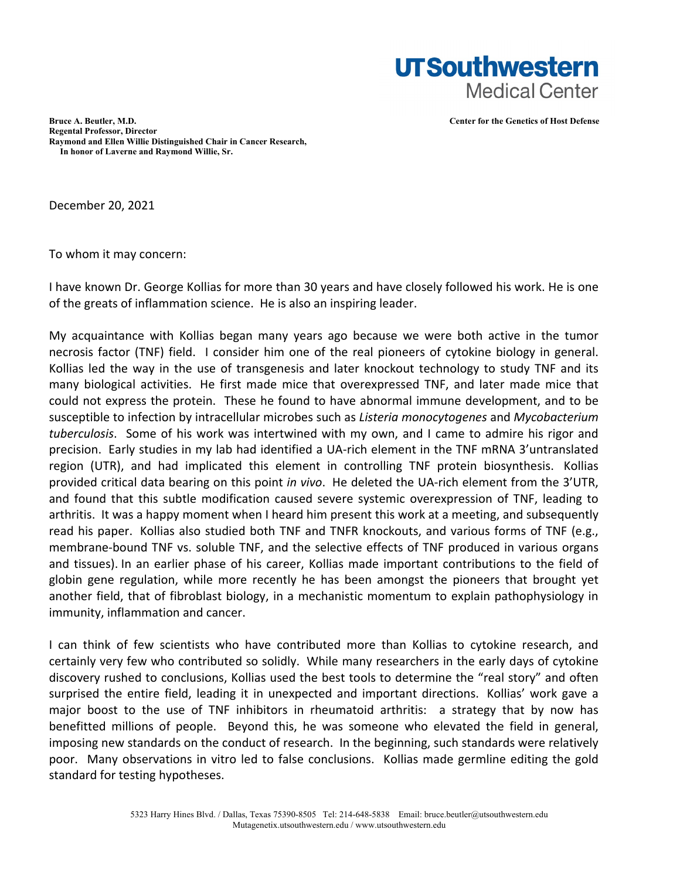**UTSouthwestern**
Medical Center

**Bruce A. Beutler, M.D.**
**Regental Professor, Director**
**Raymond and Ellen Willie Distinguished Chair in Cancer Research,**
**In honor of Laverne and Raymond Willie, Sr.**

**Center for the Genetics of Host Defense**

December 20, 2021

To whom it may concern:

I have known Dr. George Kollias for more than 30 years and have closely followed his work. He is one of the greats of inflammation science. He is also an inspiring leader.

My acquaintance with Kollias began many years ago because we were both active in the tumor necrosis factor (TNF) field. I consider him one of the real pioneers of cytokine biology in general. Kollias led the way in the use of transgenesis and later knockout technology to study TNF and its many biological activities. He first made mice that overexpressed TNF, and later made mice that could not express the protein. These he found to have abnormal immune development, and to be susceptible to infection by intracellular microbes such as *Listeria monocytogenes* and *Mycobacterium tuberculosis*. Some of his work was intertwined with my own, and I came to admire his rigor and precision. Early studies in my lab had identified a UA-rich element in the TNF mRNA 3'untranslated region (UTR), and had implicated this element in controlling TNF protein biosynthesis. Kollias provided critical data bearing on this point *in vivo*. He deleted the UA-rich element from the 3'UTR, and found that this subtle modification caused severe systemic overexpression of TNF, leading to arthritis. It was a happy moment when I heard him present this work at a meeting, and subsequently read his paper. Kollias also studied both TNF and TNFR knockouts, and various forms of TNF (e.g., membrane-bound TNF vs. soluble TNF, and the selective effects of TNF produced in various organs and tissues). In an earlier phase of his career, Kollias made important contributions to the field of globin gene regulation, while more recently he has been amongst the pioneers that brought yet another field, that of fibroblast biology, in a mechanistic momentum to explain pathophysiology in immunity, inflammation and cancer.

I can think of few scientists who have contributed more than Kollias to cytokine research, and certainly very few who contributed so solidly. While many researchers in the early days of cytokine discovery rushed to conclusions, Kollias used the best tools to determine the "real story" and often surprised the entire field, leading it in unexpected and important directions. Kollias' work gave a major boost to the use of TNF inhibitors in rheumatoid arthritis: a strategy that by now has benefitted millions of people. Beyond this, he was someone who elevated the field in general, imposing new standards on the conduct of research. In the beginning, such standards were relatively poor. Many observations in vitro led to false conclusions. Kollias made germline editing the gold standard for testing hypotheses.

5323 Harry Hines Blvd. / Dallas, Texas 75390-8505 Tel: 214-648-5838 Email: bruce.beutler@utsouthwestern.edu
Mutagenetix.utsouthwestern.edu / www.utsouthwestern.edu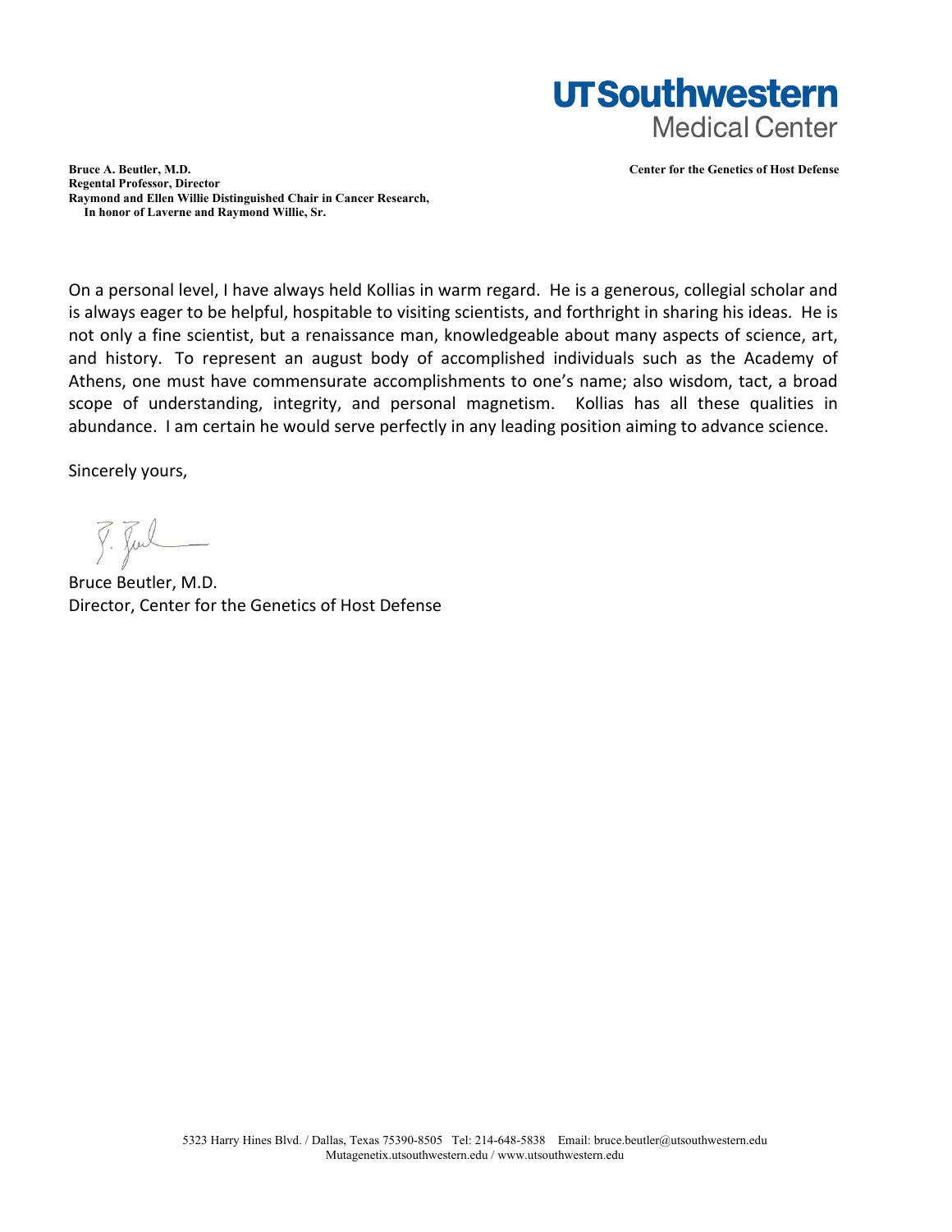**UTSouthwestern**
**Medical Center**

**Bruce A. Beutler, M.D.**
**Regental Professor, Director**
**Raymond and Ellen Willie Distinguished Chair in Cancer Research,**
**In honor of Laverne and Raymond Willie, Sr.**

**Center for the Genetics of Host Defense**

On a personal level, I have always held Kollias in warm regard. He is a generous, collegial scholar and is always eager to be helpful, hospitable to visiting scientists, and forthright in sharing his ideas. He is not only a fine scientist, but a renaissance man, knowledgeable about many aspects of science, art, and history. To represent an august body of accomplished individuals such as the Academy of Athens, one must have commensurate accomplishments to one's name; also wisdom, tact, a broad scope of understanding, integrity, and personal magnetism. Kollias has all these qualities in abundance. I am certain he would serve perfectly in any leading position aiming to advance science.

Sincerely yours,

Bruce Beutler, M.D.
Director, Center for the Genetics of Host Defense

5323 Harry Hines Blvd. / Dallas, Texas 75390-8505 Tel: 214-648-5838 Email: bruce.beutler@utsouthwestern.edu
Mutagenetix.utsouthwestern.edu / www.utsouthwestern.edu